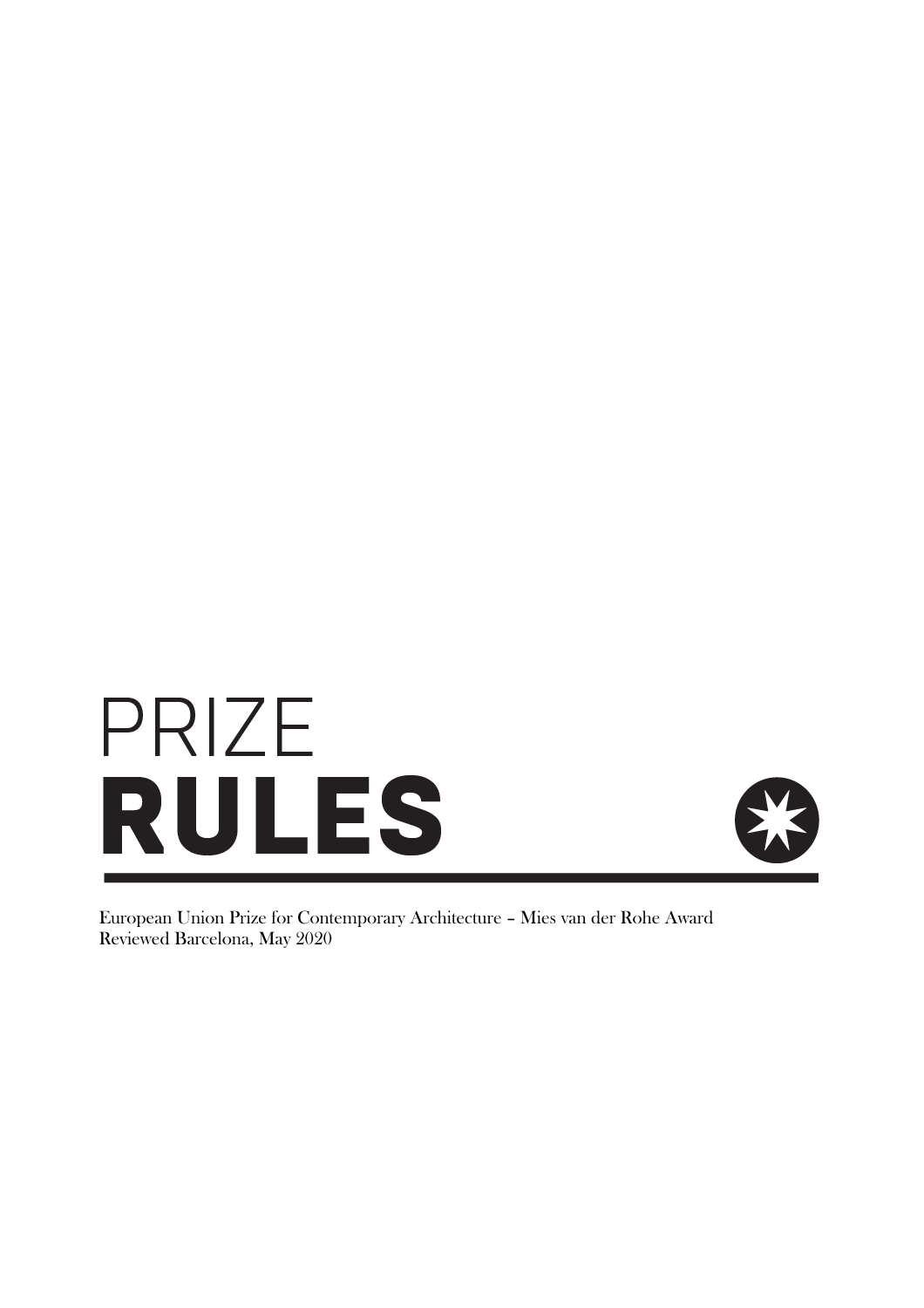# PRIZE **RULES**

European Union Prize for Contemporary Architecture – Mies van der Rohe Award
Reviewed Barcelona, May 2020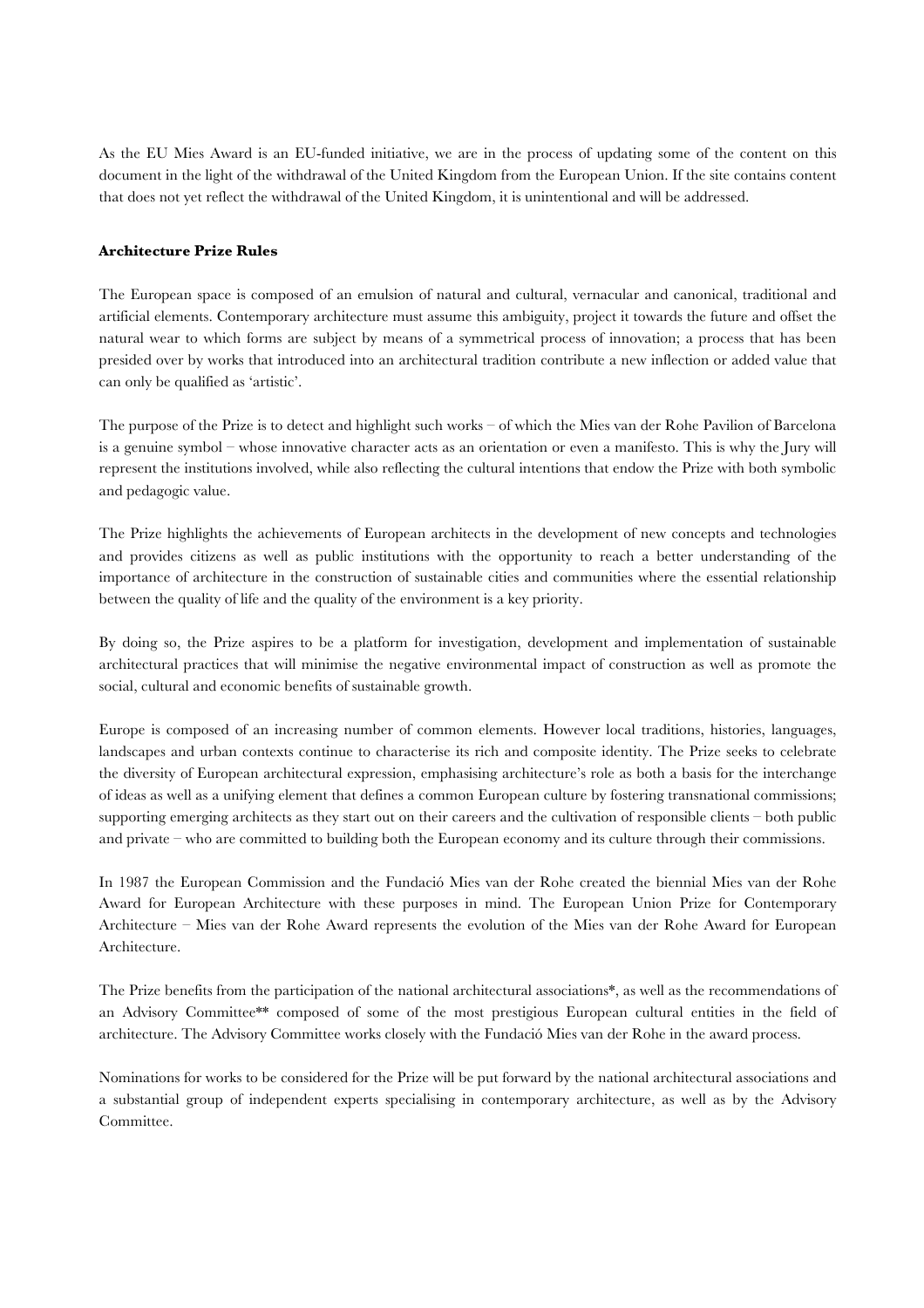As the EU Mies Award is an EU-funded initiative, we are in the process of updating some of the content on this document in the light of the withdrawal of the United Kingdom from the European Union. If the site contains content that does not yet reflect the withdrawal of the United Kingdom, it is unintentional and will be addressed.

**Architecture Prize Rules**

The European space is composed of an emulsion of natural and cultural, vernacular and canonical, traditional and artificial elements. Contemporary architecture must assume this ambiguity, project it towards the future and offset the natural wear to which forms are subject by means of a symmetrical process of innovation; a process that has been presided over by works that introduced into an architectural tradition contribute a new inflection or added value that can only be qualified as 'artistic'.

The purpose of the Prize is to detect and highlight such works – of which the Mies van der Rohe Pavilion of Barcelona is a genuine symbol – whose innovative character acts as an orientation or even a manifesto. This is why the Jury will represent the institutions involved, while also reflecting the cultural intentions that endow the Prize with both symbolic and pedagogic value.

The Prize highlights the achievements of European architects in the development of new concepts and technologies and provides citizens as well as public institutions with the opportunity to reach a better understanding of the importance of architecture in the construction of sustainable cities and communities where the essential relationship between the quality of life and the quality of the environment is a key priority.

By doing so, the Prize aspires to be a platform for investigation, development and implementation of sustainable architectural practices that will minimise the negative environmental impact of construction as well as promote the social, cultural and economic benefits of sustainable growth.

Europe is composed of an increasing number of common elements. However local traditions, histories, languages, landscapes and urban contexts continue to characterise its rich and composite identity. The Prize seeks to celebrate the diversity of European architectural expression, emphasising architecture's role as both a basis for the interchange of ideas as well as a unifying element that defines a common European culture by fostering transnational commissions; supporting emerging architects as they start out on their careers and the cultivation of responsible clients – both public and private – who are committed to building both the European economy and its culture through their commissions.

In 1987 the European Commission and the Fundació Mies van der Rohe created the biennial Mies van der Rohe Award for European Architecture with these purposes in mind. The European Union Prize for Contemporary Architecture – Mies van der Rohe Award represents the evolution of the Mies van der Rohe Award for European Architecture.

The Prize benefits from the participation of the national architectural associations*, as well as the recommendations of an Advisory Committee** composed of some of the most prestigious European cultural entities in the field of architecture. The Advisory Committee works closely with the Fundació Mies van der Rohe in the award process.

Nominations for works to be considered for the Prize will be put forward by the national architectural associations and a substantial group of independent experts specialising in contemporary architecture, as well as by the Advisory Committee.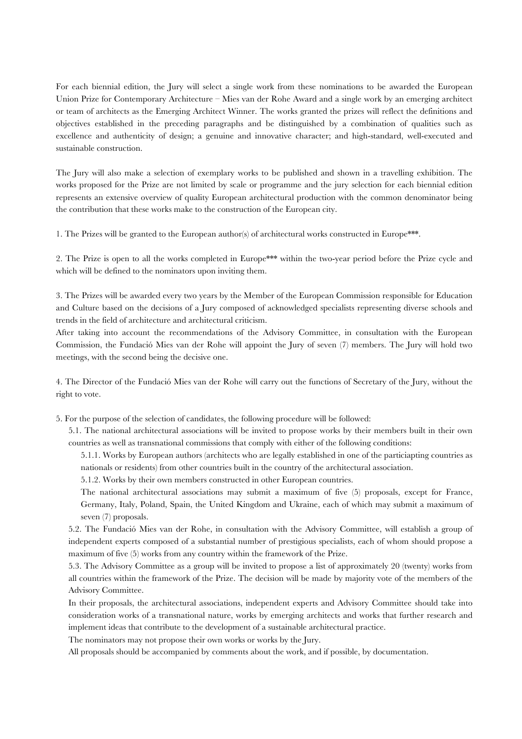For each biennial edition, the Jury will select a single work from these nominations to be awarded the European Union Prize for Contemporary Architecture – Mies van der Rohe Award and a single work by an emerging architect or team of architects as the Emerging Architect Winner. The works granted the prizes will reflect the definitions and objectives established in the preceding paragraphs and be distinguished by a combination of qualities such as excellence and authenticity of design; a genuine and innovative character; and high-standard, well-executed and sustainable construction.

The Jury will also make a selection of exemplary works to be published and shown in a travelling exhibition. The works proposed for the Prize are not limited by scale or programme and the jury selection for each biennial edition represents an extensive overview of quality European architectural production with the common denominator being the contribution that these works make to the construction of the European city.

1. The Prizes will be granted to the European author(s) of architectural works constructed in Europe***.

2. The Prize is open to all the works completed in Europe*** within the two-year period before the Prize cycle and which will be defined to the nominators upon inviting them.

3. The Prizes will be awarded every two years by the Member of the European Commission responsible for Education and Culture based on the decisions of a Jury composed of acknowledged specialists representing diverse schools and trends in the field of architecture and architectural criticism.
After taking into account the recommendations of the Advisory Committee, in consultation with the European Commission, the Fundació Mies van der Rohe will appoint the Jury of seven (7) members. The Jury will hold two meetings, with the second being the decisive one.

4. The Director of the Fundació Mies van der Rohe will carry out the functions of Secretary of the Jury, without the right to vote.

5. For the purpose of the selection of candidates, the following procedure will be followed:

5.1. The national architectural associations will be invited to propose works by their members built in their own countries as well as transnational commissions that comply with either of the following conditions:

5.1.1. Works by European authors (architects who are legally established in one of the particiapting countries as nationals or residents) from other countries built in the country of the architectural association.

5.1.2. Works by their own members constructed in other European countries.

The national architectural associations may submit a maximum of five (5) proposals, except for France, Germany, Italy, Poland, Spain, the United Kingdom and Ukraine, each of which may submit a maximum of seven (7) proposals.

5.2. The Fundació Mies van der Rohe, in consultation with the Advisory Committee, will establish a group of independent experts composed of a substantial number of prestigious specialists, each of whom should propose a maximum of five (5) works from any country within the framework of the Prize.

5.3. The Advisory Committee as a group will be invited to propose a list of approximately 20 (twenty) works from all countries within the framework of the Prize. The decision will be made by majority vote of the members of the Advisory Committee.

In their proposals, the architectural associations, independent experts and Advisory Committee should take into consideration works of a transnational nature, works by emerging architects and works that further research and implement ideas that contribute to the development of a sustainable architectural practice.

The nominators may not propose their own works or works by the Jury.

All proposals should be accompanied by comments about the work, and if possible, by documentation.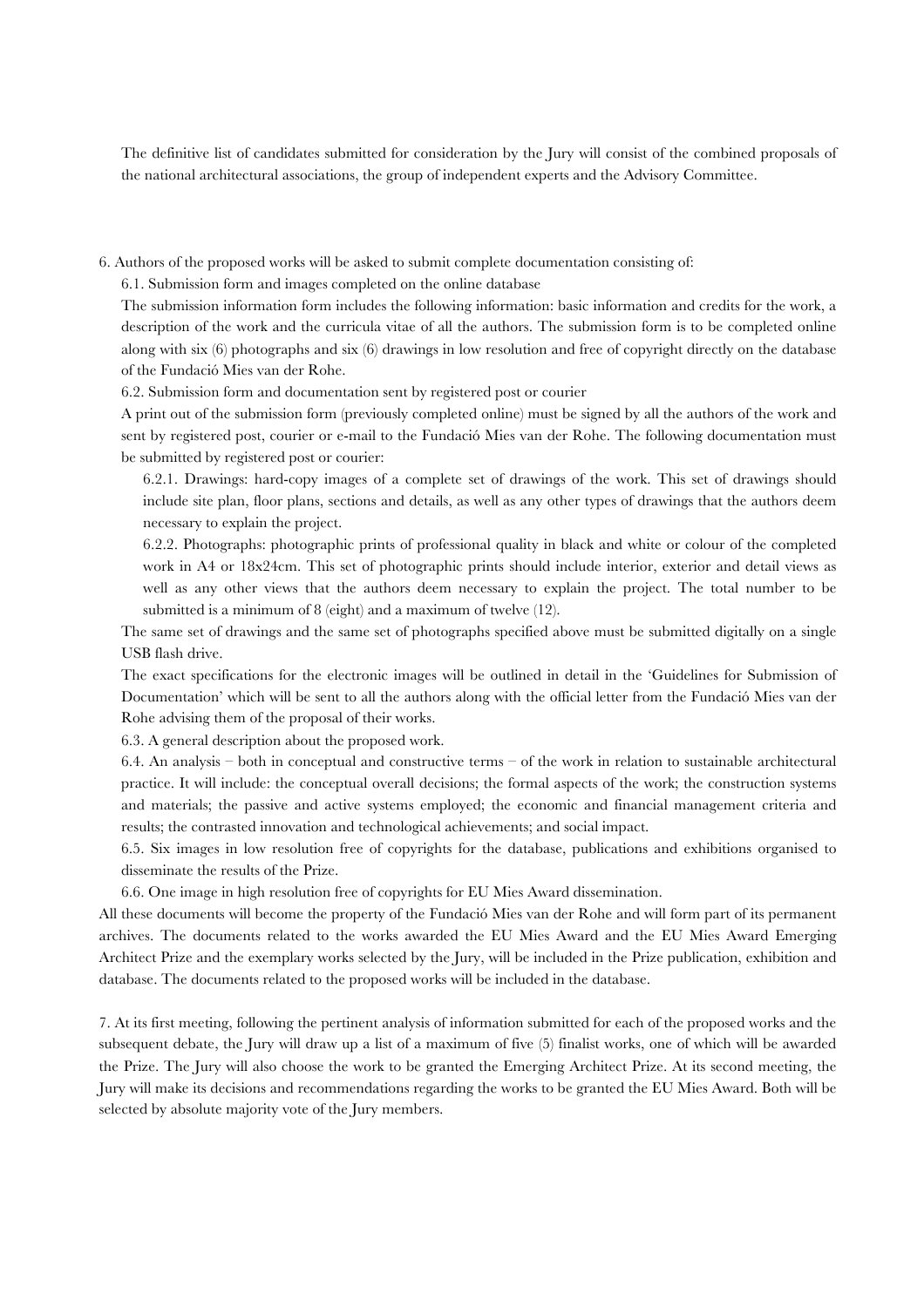The definitive list of candidates submitted for consideration by the Jury will consist of the combined proposals of the national architectural associations, the group of independent experts and the Advisory Committee.

6. Authors of the proposed works will be asked to submit complete documentation consisting of:

6.1. Submission form and images completed on the online database

The submission information form includes the following information: basic information and credits for the work, a description of the work and the curricula vitae of all the authors. The submission form is to be completed online along with six (6) photographs and six (6) drawings in low resolution and free of copyright directly on the database of the Fundació Mies van der Rohe.

6.2. Submission form and documentation sent by registered post or courier

A print out of the submission form (previously completed online) must be signed by all the authors of the work and sent by registered post, courier or e-mail to the Fundació Mies van der Rohe. The following documentation must be submitted by registered post or courier:

6.2.1. Drawings: hard-copy images of a complete set of drawings of the work. This set of drawings should include site plan, floor plans, sections and details, as well as any other types of drawings that the authors deem necessary to explain the project.

6.2.2. Photographs: photographic prints of professional quality in black and white or colour of the completed work in A4 or 18x24cm. This set of photographic prints should include interior, exterior and detail views as well as any other views that the authors deem necessary to explain the project. The total number to be submitted is a minimum of 8 (eight) and a maximum of twelve (12).

The same set of drawings and the same set of photographs specified above must be submitted digitally on a single USB flash drive.

The exact specifications for the electronic images will be outlined in detail in the 'Guidelines for Submission of Documentation' which will be sent to all the authors along with the official letter from the Fundació Mies van der Rohe advising them of the proposal of their works.

6.3. A general description about the proposed work.

6.4. An analysis – both in conceptual and constructive terms – of the work in relation to sustainable architectural practice. It will include: the conceptual overall decisions; the formal aspects of the work; the construction systems and materials; the passive and active systems employed; the economic and financial management criteria and results; the contrasted innovation and technological achievements; and social impact.

6.5. Six images in low resolution free of copyrights for the database, publications and exhibitions organised to disseminate the results of the Prize.

6.6. One image in high resolution free of copyrights for EU Mies Award dissemination.

All these documents will become the property of the Fundació Mies van der Rohe and will form part of its permanent archives. The documents related to the works awarded the EU Mies Award and the EU Mies Award Emerging Architect Prize and the exemplary works selected by the Jury, will be included in the Prize publication, exhibition and database. The documents related to the proposed works will be included in the database.

7. At its first meeting, following the pertinent analysis of information submitted for each of the proposed works and the subsequent debate, the Jury will draw up a list of a maximum of five (5) finalist works, one of which will be awarded the Prize. The Jury will also choose the work to be granted the Emerging Architect Prize. At its second meeting, the Jury will make its decisions and recommendations regarding the works to be granted the EU Mies Award. Both will be selected by absolute majority vote of the Jury members.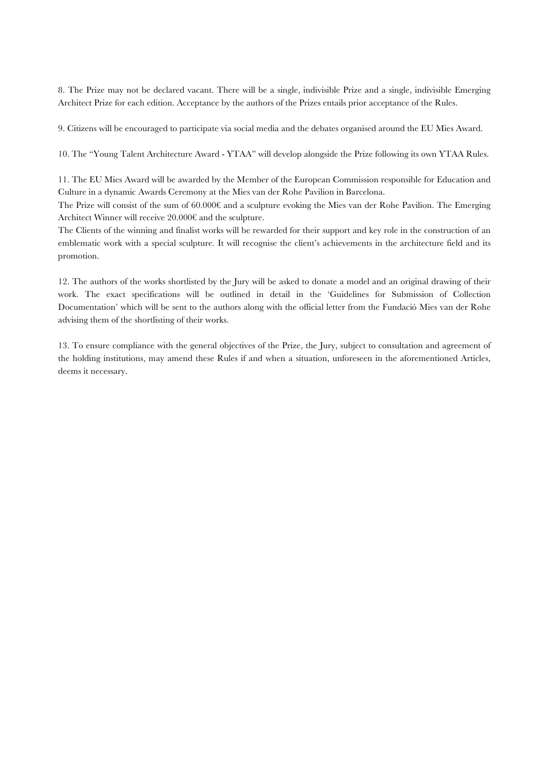8. The Prize may not be declared vacant. There will be a single, indivisible Prize and a single, indivisible Emerging Architect Prize for each edition. Acceptance by the authors of the Prizes entails prior acceptance of the Rules.

9. Citizens will be encouraged to participate via social media and the debates organised around the EU Mies Award.

10. The "Young Talent Architecture Award - YTAA" will develop alongside the Prize following its own YTAA Rules.

11. The EU Mies Award will be awarded by the Member of the European Commission responsible for Education and Culture in a dynamic Awards Ceremony at the Mies van der Rohe Pavilion in Barcelona.
The Prize will consist of the sum of 60.000€ and a sculpture evoking the Mies van der Rohe Pavilion. The Emerging Architect Winner will receive 20.000€ and the sculpture.
The Clients of the winning and finalist works will be rewarded for their support and key role in the construction of an emblematic work with a special sculpture. It will recognise the client's achievements in the architecture field and its promotion.

12. The authors of the works shortlisted by the Jury will be asked to donate a model and an original drawing of their work. The exact specifications will be outlined in detail in the 'Guidelines for Submission of Collection Documentation' which will be sent to the authors along with the official letter from the Fundació Mies van der Rohe advising them of the shortlisting of their works.

13. To ensure compliance with the general objectives of the Prize, the Jury, subject to consultation and agreement of the holding institutions, may amend these Rules if and when a situation, unforeseen in the aforementioned Articles, deems it necessary.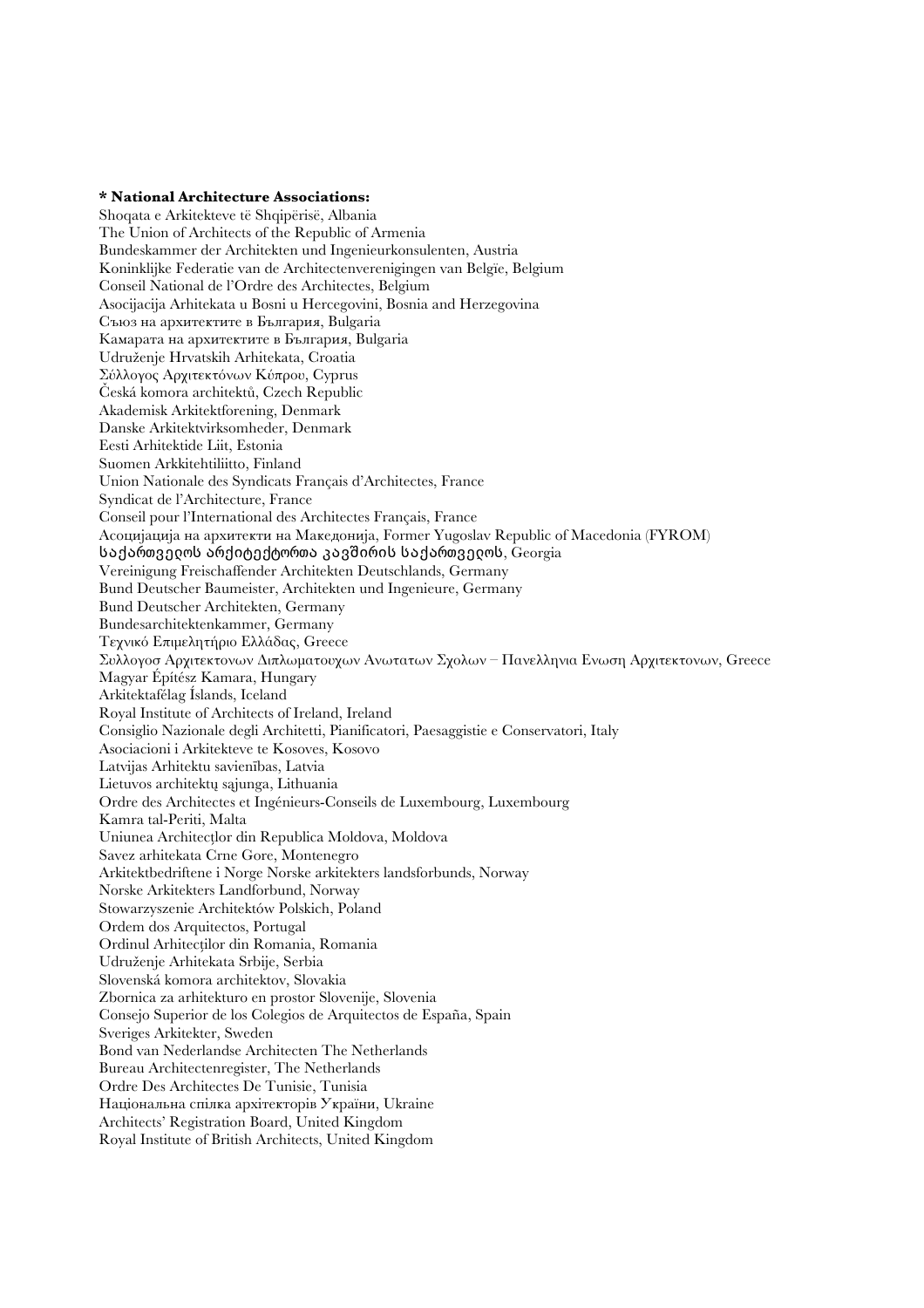**\* National Architecture Associations:**

Shoqata e Arkitekteve të Shqipërisë, Albania
The Union of Architects of the Republic of Armenia
Bundeskammer der Architekten und Ingenieurkonsulenten, Austria
Koninklijke Federatie van de Architectenverenigingen van België, Belgium
Conseil National de l'Ordre des Architectes, Belgium
Asocijacija Arhitekata u Bosni u Hercegovini, Bosnia and Herzegovina
Съюз на архитектите в България, Bulgaria
Камарата на архитектите в България, Bulgaria
Udruženje Hrvatskih Arhitekata, Croatia
Σύλλογος Αρχιτεκτόνων Κύπρου, Cyprus
Česká komora architektů, Czech Republic
Akademisk Arkitektforening, Denmark
Danske Arkitektvirksomheder, Denmark
Eesti Arhitektide Liit, Estonia
Suomen Arkkitehtiliitto, Finland
Union Nationale des Syndicats Français d'Architectes, France
Syndicat de l'Architecture, France
Conseil pour l'International des Architectes Français, France
Асоцијација на архитекти на Македонија, Former Yugoslav Republic of Macedonia (FYROM)
საქართველოს არქიტექტორთა კავშირის საქართველოს, Georgia
Vereinigung Freischaffender Architekten Deutschlands, Germany
Bund Deutscher Baumeister, Architekten und Ingenieure, Germany
Bund Deutscher Architekten, Germany
Bundesarchitektenkammer, Germany
Τεχνικό Επιμελητήριο Ελλάδας, Greece
Συλλογοσ Αρχιτεκτονων Διπλωματουχων Ανωτατων Σχολων – Πανελληνια Ενωση Αρχιτεκτονων, Greece
Magyar Építész Kamara, Hungary
Arkitektafélag Íslands, Iceland
Royal Institute of Architects of Ireland, Ireland
Consiglio Nazionale degli Architetti, Pianificatori, Paesaggistie e Conservatori, Italy
Asociacioni i Arkitekteve te Kosoves, Kosovo
Latvijas Arhitektu savienības, Latvia
Lietuvos architektų sąjunga, Lithuania
Ordre des Architectes et Ingénieurs-Conseils de Luxembourg, Luxembourg
Kamra tal-Periti, Malta
Uniunea Architecților din Republica Moldova, Moldova
Savez arhitekata Crne Gore, Montenegro
Arkitektbedriftene i Norge Norske arkitekters landsforbunds, Norway
Norske Arkitekters Landforbund, Norway
Stowarzyszenie Architektów Polskich, Poland
Ordem dos Arquitectos, Portugal
Ordinul Arhitecților din Romania, Romania
Udruženje Arhitekata Srbije, Serbia
Slovenská komora architektov, Slovakia
Zbornica za arhitekturo en prostor Slovenije, Slovenia
Consejo Superior de los Colegios de Arquitectos de España, Spain
Sveriges Arkitekter, Sweden
Bond van Nederlandse Architecten The Netherlands
Bureau Architectenregister, The Netherlands
Ordre Des Architectes De Tunisie, Tunisia
Національна спілка архітекторів України, Ukraine
Architects' Registration Board, United Kingdom
Royal Institute of British Architects, United Kingdom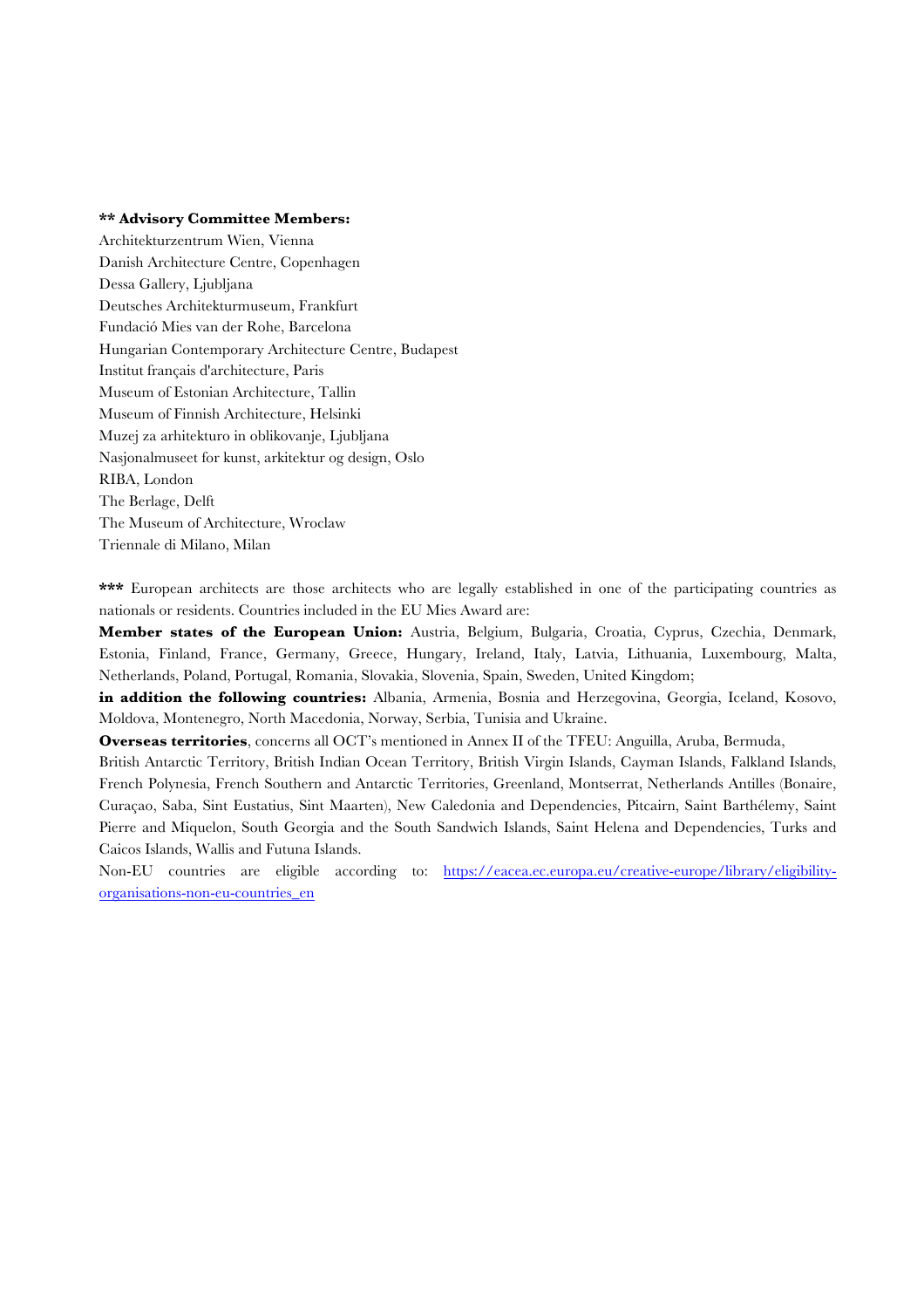**\*\* Advisory Committee Members:**
Architekturzentrum Wien, Vienna
Danish Architecture Centre, Copenhagen
Dessa Gallery, Ljubljana
Deutsches Architekturmuseum, Frankfurt
Fundació Mies van der Rohe, Barcelona
Hungarian Contemporary Architecture Centre, Budapest
Institut français d'architecture, Paris
Museum of Estonian Architecture, Tallin
Museum of Finnish Architecture, Helsinki
Muzej za arhitekturo in oblikovanje, Ljubljana
Nasjonalmuseet for kunst, arkitektur og design, Oslo
RIBA, London
The Berlage, Delft
The Museum of Architecture, Wroclaw
Triennale di Milano, Milan

**\*\*\*** European architects are those architects who are legally established in one of the participating countries as nationals or residents. Countries included in the EU Mies Award are:

**Member states of the European Union:** Austria, Belgium, Bulgaria, Croatia, Cyprus, Czechia, Denmark, Estonia, Finland, France, Germany, Greece, Hungary, Ireland, Italy, Latvia, Lithuania, Luxembourg, Malta, Netherlands, Poland, Portugal, Romania, Slovakia, Slovenia, Spain, Sweden, United Kingdom;

**in addition the following countries:** Albania, Armenia, Bosnia and Herzegovina, Georgia, Iceland, Kosovo, Moldova, Montenegro, North Macedonia, Norway, Serbia, Tunisia and Ukraine.

**Overseas territories**, concerns all OCT's mentioned in Annex II of the TFEU: Anguilla, Aruba, Bermuda, British Antarctic Territory, British Indian Ocean Territory, British Virgin Islands, Cayman Islands, Falkland Islands, French Polynesia, French Southern and Antarctic Territories, Greenland, Montserrat, Netherlands Antilles (Bonaire, Curaçao, Saba, Sint Eustatius, Sint Maarten), New Caledonia and Dependencies, Pitcairn, Saint Barthélemy, Saint Pierre and Miquelon, South Georgia and the South Sandwich Islands, Saint Helena and Dependencies, Turks and Caicos Islands, Wallis and Futuna Islands.

Non-EU countries are eligible according to: [https://eacea.ec.europa.eu/creative-europe/library/eligibility-organisations-non-eu-countries_en](https://eacea.ec.europa.eu/creative-europe/library/eligibility-organisations-non-eu-countries_en)